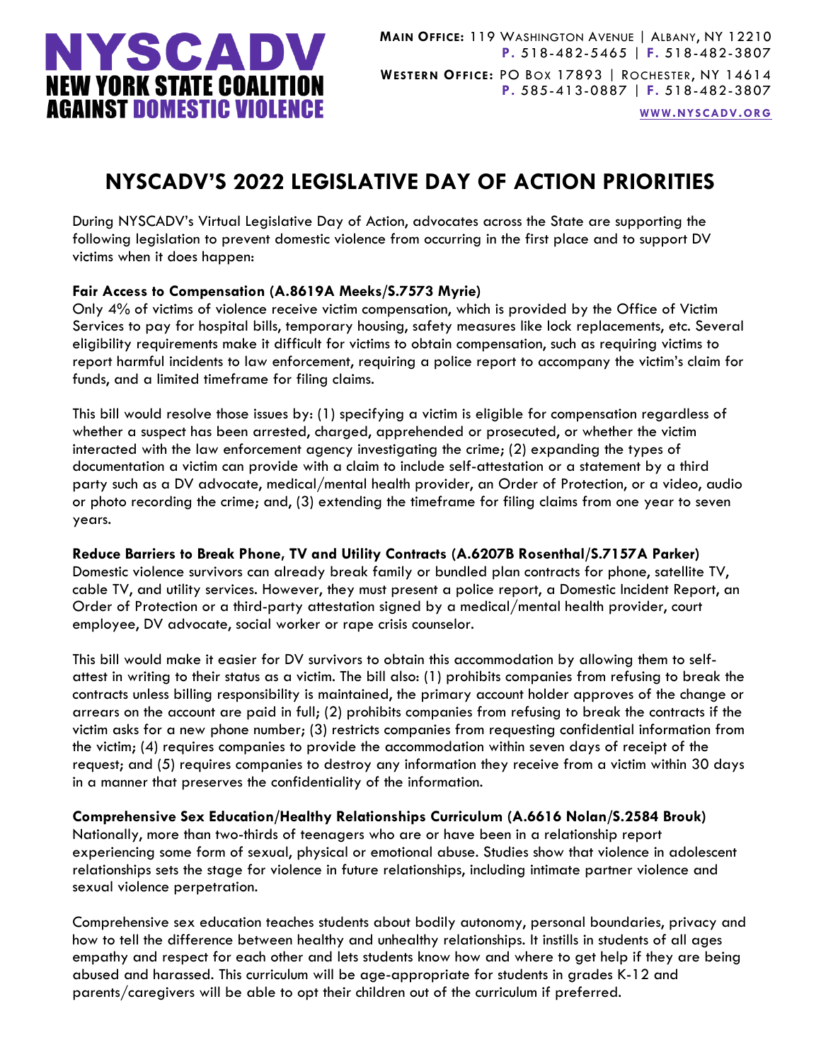# NYSCADV
## NEW YORK STATE COALITION AGAINST DOMESTIC VIOLENCE

**MAIN OFFICE:** 119 WASHINGTON AVENUE | ALBANY, NY 12210
**P.** 518-482-5465 | **F.** 518-482-3807

**WESTERN OFFICE:** PO BOX 17893 | ROCHESTER, NY 14614
**P.** 585-413-0887 | **F.** 518-482-3807

WWW.NYSCADV.ORG

# NYSCADV'S 2022 LEGISLATIVE DAY OF ACTION PRIORITIES

During NYSCADV's Virtual Legislative Day of Action, advocates across the State are supporting the following legislation to prevent domestic violence from occurring in the first place and to support DV victims when it does happen:

**Fair Access to Compensation (A.8619A Meeks/S.7573 Myrie)**

Only 4% of victims of violence receive victim compensation, which is provided by the Office of Victim Services to pay for hospital bills, temporary housing, safety measures like lock replacements, etc. Several eligibility requirements make it difficult for victims to obtain compensation, such as requiring victims to report harmful incidents to law enforcement, requiring a police report to accompany the victim's claim for funds, and a limited timeframe for filing claims.

This bill would resolve those issues by: (1) specifying a victim is eligible for compensation regardless of whether a suspect has been arrested, charged, apprehended or prosecuted, or whether the victim interacted with the law enforcement agency investigating the crime; (2) expanding the types of documentation a victim can provide with a claim to include self-attestation or a statement by a third party such as a DV advocate, medical/mental health provider, an Order of Protection, or a video, audio or photo recording the crime; and, (3) extending the timeframe for filing claims from one year to seven years.

**Reduce Barriers to Break Phone, TV and Utility Contracts (A.6207B Rosenthal/S.7157A Parker)**

Domestic violence survivors can already break family or bundled plan contracts for phone, satellite TV, cable TV, and utility services. However, they must present a police report, a Domestic Incident Report, an Order of Protection or a third-party attestation signed by a medical/mental health provider, court employee, DV advocate, social worker or rape crisis counselor.

This bill would make it easier for DV survivors to obtain this accommodation by allowing them to self-attest in writing to their status as a victim. The bill also: (1) prohibits companies from refusing to break the contracts unless billing responsibility is maintained, the primary account holder approves of the change or arrears on the account are paid in full; (2) prohibits companies from refusing to break the contracts if the victim asks for a new phone number; (3) restricts companies from requesting confidential information from the victim; (4) requires companies to provide the accommodation within seven days of receipt of the request; and (5) requires companies to destroy any information they receive from a victim within 30 days in a manner that preserves the confidentiality of the information.

**Comprehensive Sex Education/Healthy Relationships Curriculum (A.6616 Nolan/S.2584 Brouk)**

Nationally, more than two-thirds of teenagers who are or have been in a relationship report experiencing some form of sexual, physical or emotional abuse. Studies show that violence in adolescent relationships sets the stage for violence in future relationships, including intimate partner violence and sexual violence perpetration.

Comprehensive sex education teaches students about bodily autonomy, personal boundaries, privacy and how to tell the difference between healthy and unhealthy relationships. It instills in students of all ages empathy and respect for each other and lets students know how and where to get help if they are being abused and harassed. This curriculum will be age-appropriate for students in grades K-12 and parents/caregivers will be able to opt their children out of the curriculum if preferred.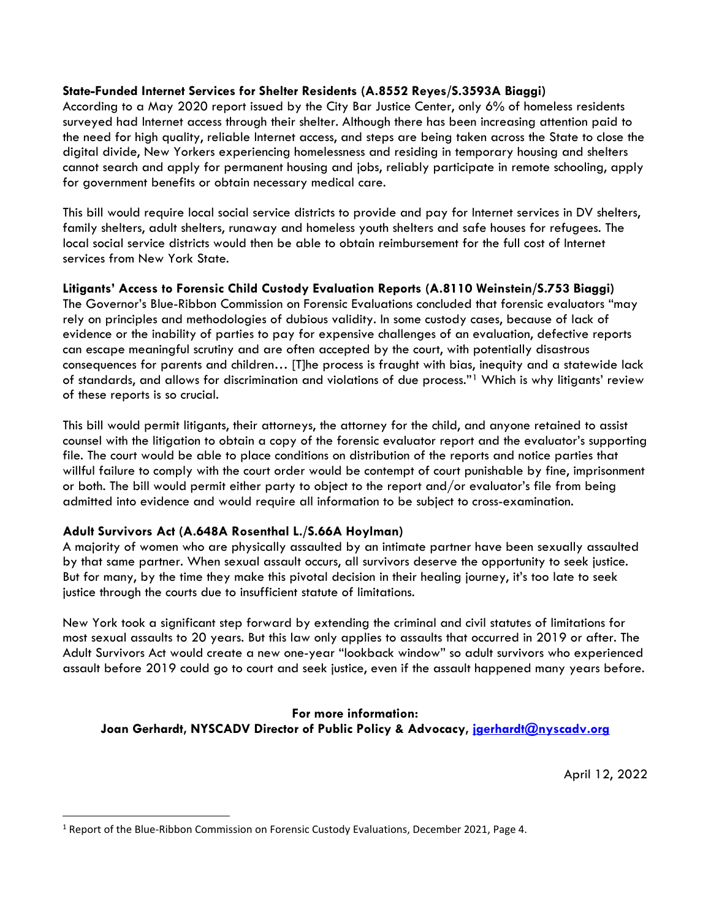**State-Funded Internet Services for Shelter Residents (A.8552 Reyes/S.3593A Biaggi)**
According to a May 2020 report issued by the City Bar Justice Center, only 6% of homeless residents surveyed had Internet access through their shelter. Although there has been increasing attention paid to the need for high quality, reliable Internet access, and steps are being taken across the State to close the digital divide, New Yorkers experiencing homelessness and residing in temporary housing and shelters cannot search and apply for permanent housing and jobs, reliably participate in remote schooling, apply for government benefits or obtain necessary medical care.

This bill would require local social service districts to provide and pay for Internet services in DV shelters, family shelters, adult shelters, runaway and homeless youth shelters and safe houses for refugees. The local social service districts would then be able to obtain reimbursement for the full cost of Internet services from New York State.

**Litigants' Access to Forensic Child Custody Evaluation Reports (A.8110 Weinstein/S.753 Biaggi)**
The Governor's Blue-Ribbon Commission on Forensic Evaluations concluded that forensic evaluators "may rely on principles and methodologies of dubious validity. In some custody cases, because of lack of evidence or the inability of parties to pay for expensive challenges of an evaluation, defective reports can escape meaningful scrutiny and are often accepted by the court, with potentially disastrous consequences for parents and children… [T]he process is fraught with bias, inequity and a statewide lack of standards, and allows for discrimination and violations of due process."[1] Which is why litigants' review of these reports is so crucial.

This bill would permit litigants, their attorneys, the attorney for the child, and anyone retained to assist counsel with the litigation to obtain a copy of the forensic evaluator report and the evaluator's supporting file. The court would be able to place conditions on distribution of the reports and notice parties that willful failure to comply with the court order would be contempt of court punishable by fine, imprisonment or both. The bill would permit either party to object to the report and/or evaluator's file from being admitted into evidence and would require all information to be subject to cross-examination.

**Adult Survivors Act (A.648A Rosenthal L./S.66A Hoylman)**
A majority of women who are physically assaulted by an intimate partner have been sexually assaulted by that same partner. When sexual assault occurs, all survivors deserve the opportunity to seek justice. But for many, by the time they make this pivotal decision in their healing journey, it's too late to seek justice through the courts due to insufficient statute of limitations.

New York took a significant step forward by extending the criminal and civil statutes of limitations for most sexual assaults to 20 years. But this law only applies to assaults that occurred in 2019 or after. The Adult Survivors Act would create a new one-year "lookback window" so adult survivors who experienced assault before 2019 could go to court and seek justice, even if the assault happened many years before.

**For more information:**
**Joan Gerhardt, NYSCADV Director of Public Policy & Advocacy, jgerhardt@nyscadv.org**

April 12, 2022

[1] Report of the Blue-Ribbon Commission on Forensic Custody Evaluations, December 2021, Page 4.